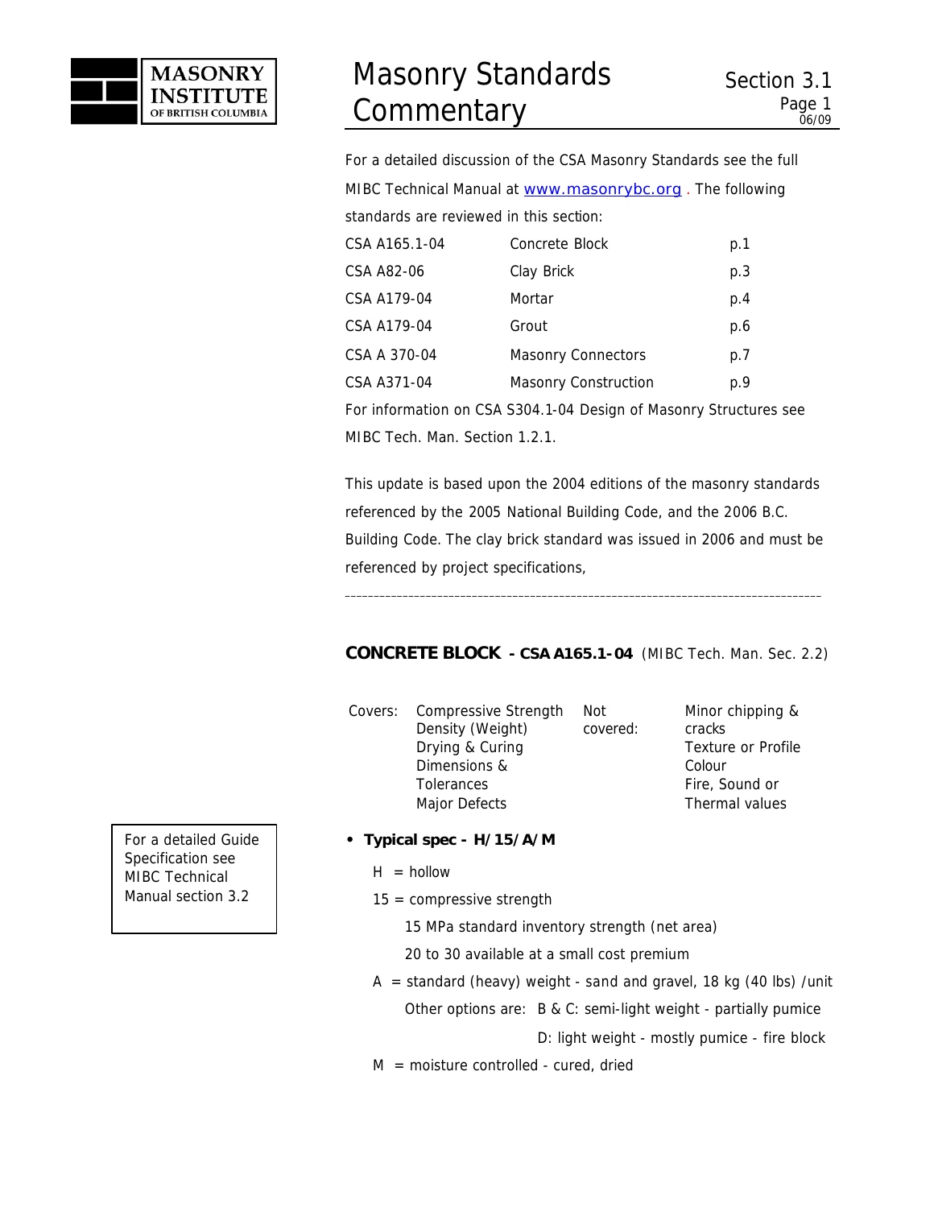# Masonry Standards Commentary

For a detailed discussion of the CSA Masonry Standards see the full MIBC Technical Manual at www.masonrybc.org . The following standards are reviewed in this section:

| | | |
|---|---|---|
| CSA A165.1-04 | Concrete Block | p.1 |
| CSA A82-06 | Clay Brick | p.3 |
| CSA A179-04 | Mortar | p.4 |
| CSA A179-04 | Grout | p.6 |
| CSA A 370-04 | Masonry Connectors | p.7 |
| CSA A371-04 | Masonry Construction | p.9 |

For information on CSA S304.1-04 Design of Masonry Structures see MIBC Tech. Man. Section 1.2.1.

This update is based upon the 2004 editions of the masonry standards referenced by the 2005 National Building Code, and the 2006 B.C. Building Code. The clay brick standard was issued in 2006 and must be referenced by project specifications,

---

## CONCRETE BLOCK - CSA A165.1-04 (MIBC Tech. Man. Sec. 2.2)

| Covers: | | Not covered: | |
|---|---|---|---|
| | Compressive Strength | | Minor chipping & cracks |
| | Density (Weight) | | Texture or Profile |
| | Drying & Curing | | Colour |
| | Dimensions & Tolerances | | Fire, Sound or Thermal values |
| | Major Defects | | |

For a detailed Guide Specification see MIBC Technical Manual section 3.2

- **Typical spec - H/15/A/M**

  H = hollow

  15 = compressive strength

  15 MPa standard inventory strength (net area)

  20 to 30 available at a small cost premium

  A = standard (heavy) weight - sand and gravel, 18 kg (40 lbs) /unit

  Other options are: B & C: semi-light weight - partially pumice

  D: light weight - mostly pumice - fire block

  M = moisture controlled - cured, dried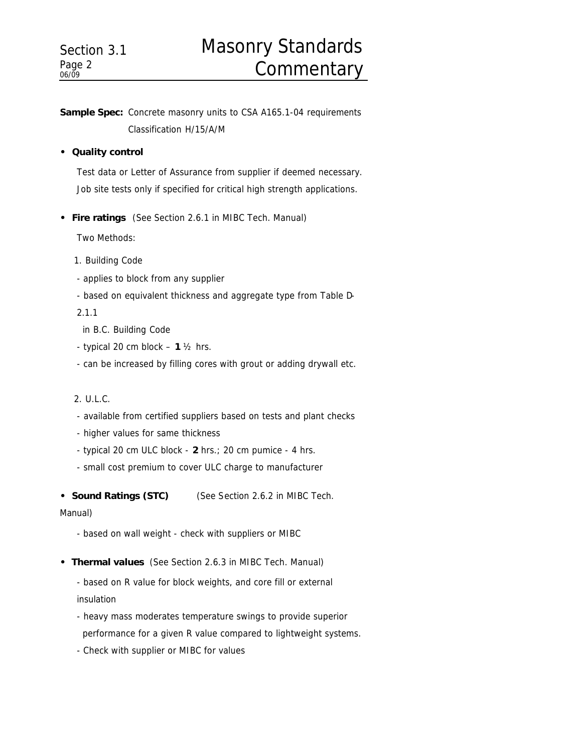**Sample Spec:** Concrete masonry units to CSA A165.1-04 requirements Classification H/15/A/M

- **Quality control**

  Test data or Letter of Assurance from supplier if deemed necessary.
  Job site tests only if specified for critical high strength applications.

- **Fire ratings** (See Section 2.6.1 in MIBC Tech. Manual)

  Two Methods:

  1. Building Code
     - applies to block from any supplier
     - based on equivalent thickness and aggregate type from Table D-2.1.1 in B.C. Building Code
     - typical 20 cm block – **1** ½ hrs.
     - can be increased by filling cores with grout or adding drywall etc.

  2. U.L.C.
     - available from certified suppliers based on tests and plant checks
     - higher values for same thickness
     - typical 20 cm ULC block - **2** hrs.; 20 cm pumice - 4 hrs.
     - small cost premium to cover ULC charge to manufacturer

- **Sound Ratings (STC)** (See Section 2.6.2 in MIBC Tech. Manual)

  - based on wall weight - check with suppliers or MIBC

- **Thermal values** (See Section 2.6.3 in MIBC Tech. Manual)

  - based on R value for block weights, and core fill or external insulation
  - heavy mass moderates temperature swings to provide superior performance for a given R value compared to lightweight systems.
  - Check with supplier or MIBC for values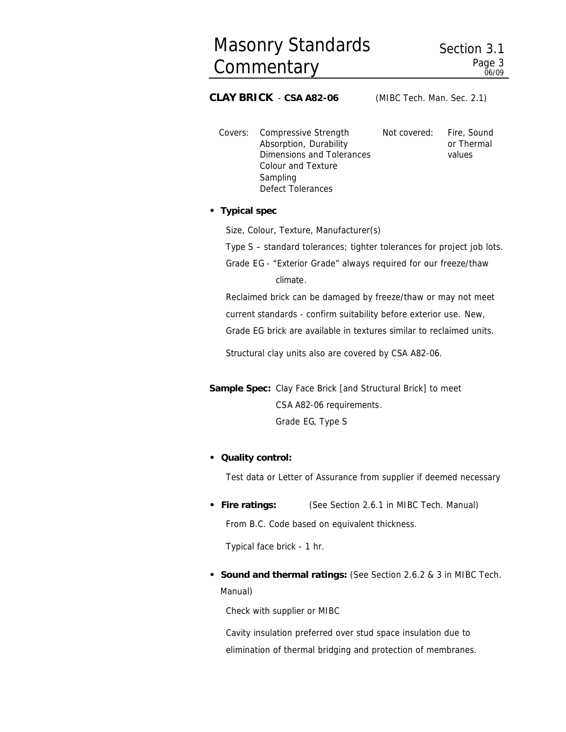## CLAY BRICK - CSA A82-06 (MIBC Tech. Man. Sec. 2.1)

| Covers: | | Not covered: | |
|---|---|---|---|
| | Compressive Strength<br>Absorption, Durability<br>Dimensions and Tolerances<br>Colour and Texture<br>Sampling<br>Defect Tolerances | | Fire, Sound or Thermal values |

- **Typical spec**

  Size, Colour, Texture, Manufacturer(s)

  Type S – standard tolerances; tighter tolerances for project job lots.

  Grade EG - "Exterior Grade" always required for our freeze/thaw climate.

  Reclaimed brick can be damaged by freeze/thaw or may not meet current standards - confirm suitability before exterior use. New, Grade EG brick are available in textures similar to reclaimed units.

  Structural clay units also are covered by CSA A82-06.

**Sample Spec:** Clay Face Brick [and Structural Brick] to meet CSA A82-06 requirements.
Grade EG, Type S

- **Quality control:**

  Test data or Letter of Assurance from supplier if deemed necessary

- **Fire ratings:** (See Section 2.6.1 in MIBC Tech. Manual)

  From B.C. Code based on equivalent thickness.

  Typical face brick - 1 hr.

- **Sound and thermal ratings:** (See Section 2.6.2 & 3 in MIBC Tech. Manual)

  Check with supplier or MIBC

  Cavity insulation preferred over stud space insulation due to elimination of thermal bridging and protection of membranes.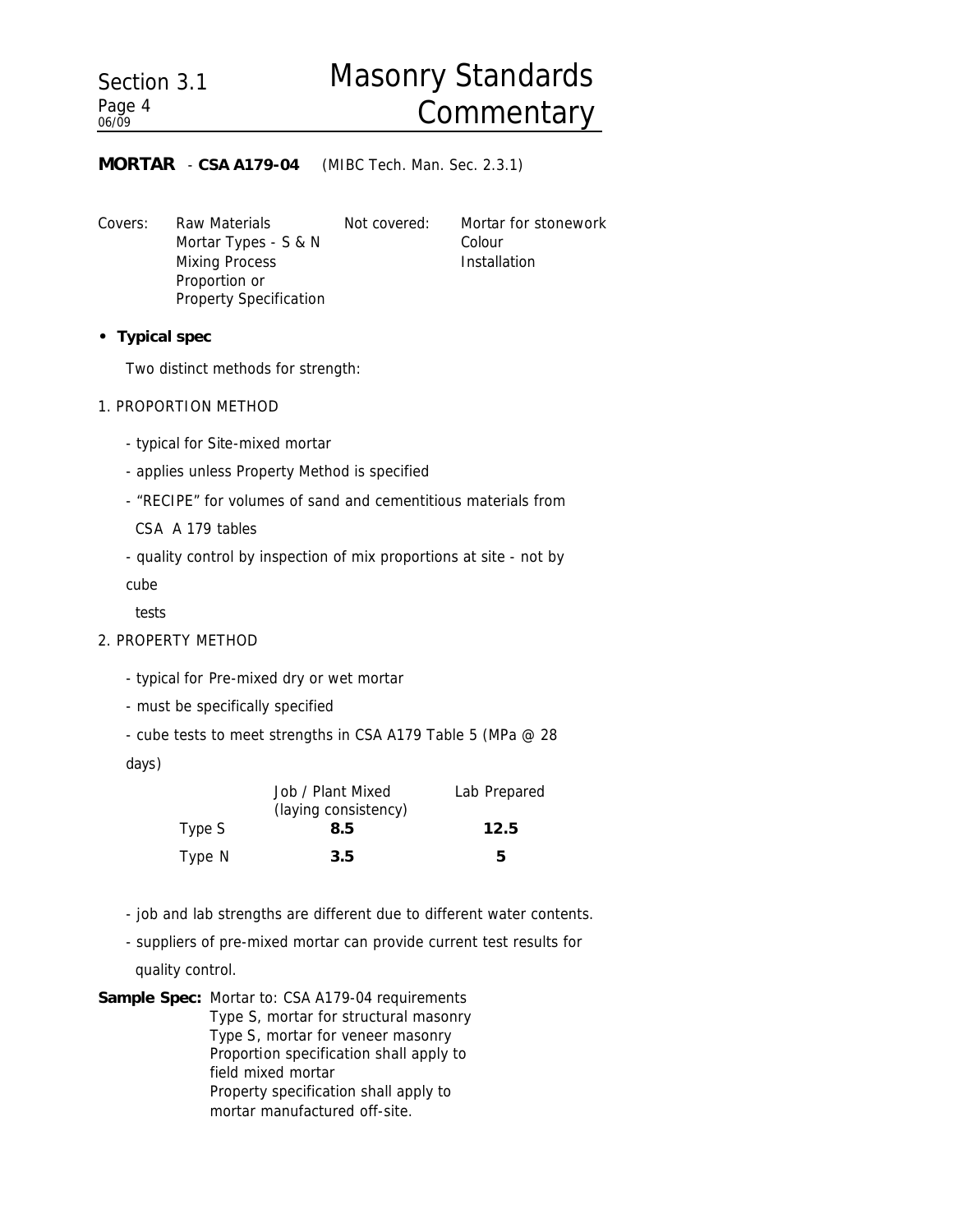## MORTAR - CSA A179-04 (MIBC Tech. Man. Sec. 2.3.1)

| Covers: | | Not covered: | |
|---|---|---|---|
| | Raw Materials | | Mortar for stonework |
| | Mortar Types - S & N | | Colour |
| | Mixing Process | | Installation |
| | Proportion or Property Specification | | |

- **Typical spec**

  Two distinct methods for strength:

1. PROPORTION METHOD

   - typical for Site-mixed mortar
   - applies unless Property Method is specified
   - "RECIPE" for volumes of sand and cementitious materials from CSA A 179 tables
   - quality control by inspection of mix proportions at site - not by cube tests

2. PROPERTY METHOD

   - typical for Pre-mixed dry or wet mortar
   - must be specifically specified
   - cube tests to meet strengths in CSA A179 Table 5 (MPa @ 28 days)

| | Job / Plant Mixed (laying consistency) | Lab Prepared |
|---|---|---|
| Type S | **8.5** | **12.5** |
| Type N | **3.5** | **5** |

   - job and lab strengths are different due to different water contents.
   - suppliers of pre-mixed mortar can provide current test results for quality control.

**Sample Spec:** Mortar to: CSA A179-04 requirements
Type S, mortar for structural masonry
Type S, mortar for veneer masonry
Proportion specification shall apply to field mixed mortar
Property specification shall apply to mortar manufactured off-site.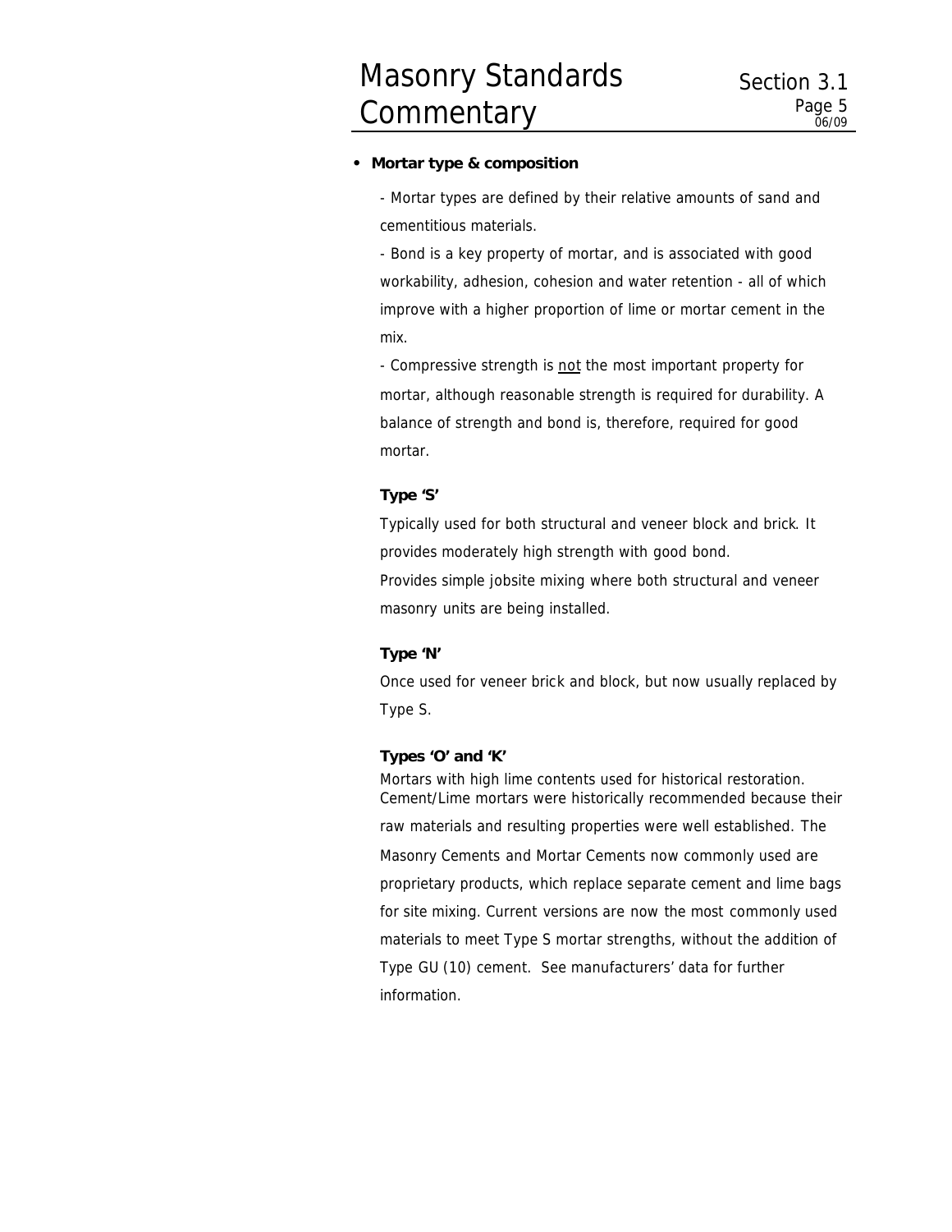- **Mortar type & composition**

  - Mortar types are defined by their relative amounts of sand and cementitious materials.

  - Bond is a key property of mortar, and is associated with good workability, adhesion, cohesion and water retention - all of which improve with a higher proportion of lime or mortar cement in the mix.

  - Compressive strength is <u>not</u> the most important property for mortar, although reasonable strength is required for durability. A balance of strength and bond is, therefore, required for good mortar.

  **Type 'S'**

  Typically used for both structural and veneer block and brick. It provides moderately high strength with good bond.
  Provides simple jobsite mixing where both structural and veneer masonry units are being installed.

  **Type 'N'**

  Once used for veneer brick and block, but now usually replaced by Type S.

  **Types 'O' and 'K'**

  Mortars with high lime contents used for historical restoration.
  Cement/Lime mortars were historically recommended because their raw materials and resulting properties were well established. The Masonry Cements and Mortar Cements now commonly used are proprietary products, which replace separate cement and lime bags for site mixing. Current versions are now the most commonly used materials to meet Type S mortar strengths, without the addition of Type GU (10) cement. See manufacturers' data for further information.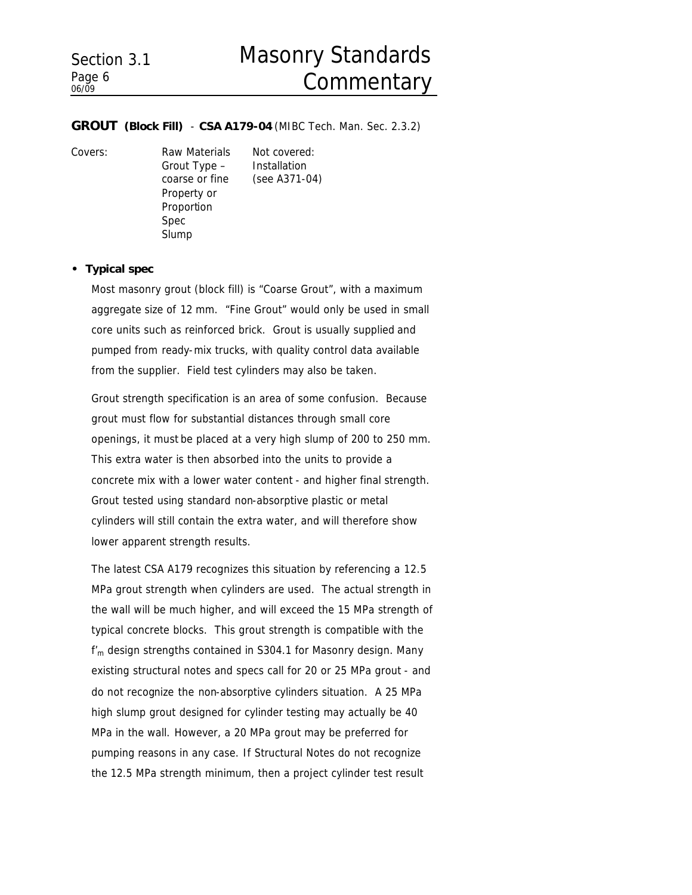**GROUT (Block Fill)** - **CSA A179-04** (MIBC Tech. Man. Sec. 2.3.2)

| Covers: | Raw Materials<br>Grout Type – coarse or fine<br>Property or Proportion Spec<br>Slump | Not covered:<br>Installation<br>(see A371-04) |
|---|---|---|

- **Typical spec**

  Most masonry grout (block fill) is "Coarse Grout", with a maximum aggregate size of 12 mm. "Fine Grout" would only be used in small core units such as reinforced brick. Grout is usually supplied and pumped from ready-mix trucks, with quality control data available from the supplier. Field test cylinders may also be taken.

  Grout strength specification is an area of some confusion. Because grout must flow for substantial distances through small core openings, it must be placed at a very high slump of 200 to 250 mm. This extra water is then absorbed into the units to provide a concrete mix with a lower water content - and higher final strength. Grout tested using standard non-absorptive plastic or metal cylinders will still contain the extra water, and will therefore show lower apparent strength results.

  The latest CSA A179 recognizes this situation by referencing a 12.5 MPa grout strength when cylinders are used. The actual strength in the wall will be much higher, and will exceed the 15 MPa strength of typical concrete blocks. This grout strength is compatible with the $f'_m$ design strengths contained in S304.1 for Masonry design. Many existing structural notes and specs call for 20 or 25 MPa grout - and do not recognize the non-absorptive cylinders situation. A 25 MPa high slump grout designed for cylinder testing may actually be 40 MPa in the wall. However, a 20 MPa grout may be preferred for pumping reasons in any case. If Structural Notes do not recognize the 12.5 MPa strength minimum, then a project cylinder test result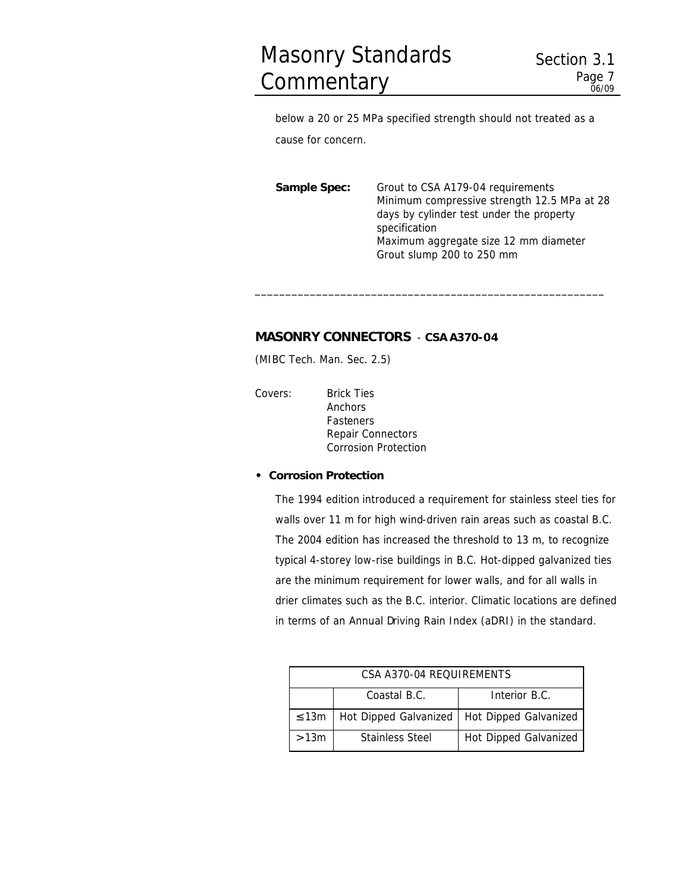below a 20 or 25 MPa specified strength should not treated as a cause for concern.

**Sample Spec:** Grout to CSA A179-04 requirements
Minimum compressive strength 12.5 MPa at 28 days by cylinder test under the property specification
Maximum aggregate size 12 mm diameter
Grout slump 200 to 250 mm

---

## MASONRY CONNECTORS - CSA A370-04

(MIBC Tech. Man. Sec. 2.5)

Covers:
- Brick Ties
- Anchors
- Fasteners
- Repair Connectors
- Corrosion Protection

- **Corrosion Protection**

The 1994 edition introduced a requirement for stainless steel ties for walls over 11 m for high wind-driven rain areas such as coastal B.C. The 2004 edition has increased the threshold to 13 m, to recognize typical 4-storey low-rise buildings in B.C. Hot-dipped galvanized ties are the minimum requirement for lower walls, and for all walls in drier climates such as the B.C. interior. Climatic locations are defined in terms of an Annual Driving Rain Index (aDRI) in the standard.

| CSA A370-04 REQUIREMENTS | | |
|---|---|---|
| | Coastal B.C. | Interior B.C. |
| ≤13m | Hot Dipped Galvanized | Hot Dipped Galvanized |
| >13m | Stainless Steel | Hot Dipped Galvanized |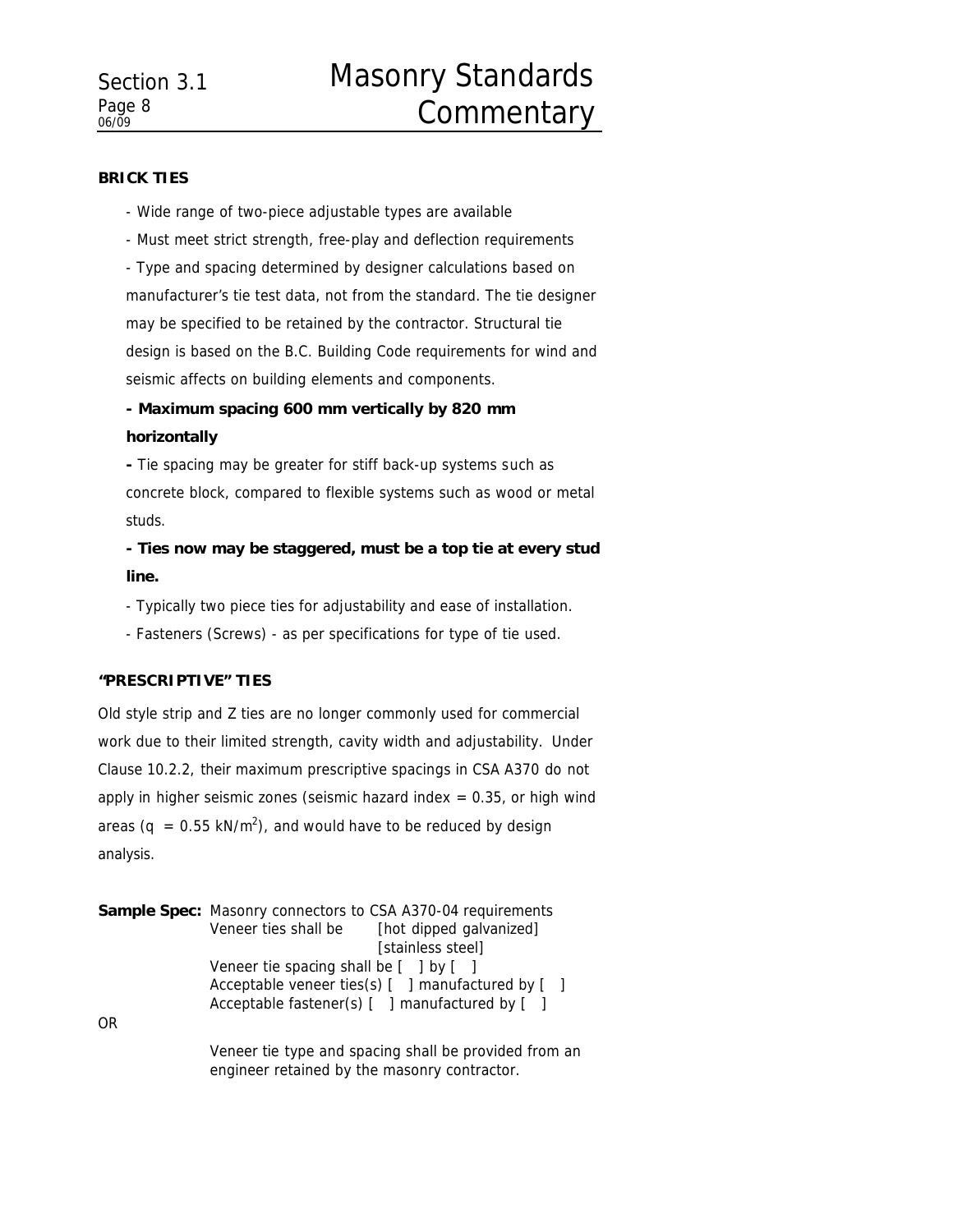**BRICK TIES**

- Wide range of two-piece adjustable types are available
- Must meet strict strength, free-play and deflection requirements
- Type and spacing determined by designer calculations based on manufacturer's tie test data, not from the standard. The tie designer may be specified to be retained by the contractor. Structural tie design is based on the B.C. Building Code requirements for wind and seismic affects on building elements and components.
- **Maximum spacing 600 mm vertically by 820 mm horizontally**
- Tie spacing may be greater for stiff back-up systems such as concrete block, compared to flexible systems such as wood or metal studs.
- **Ties now may be staggered, must be a top tie at every stud line.**
- Typically two piece ties for adjustability and ease of installation.
- Fasteners (Screws) - as per specifications for type of tie used.

**"PRESCRIPTIVE" TIES**

Old style strip and Z ties are no longer commonly used for commercial work due to their limited strength, cavity width and adjustability. Under Clause 10.2.2, their maximum prescriptive spacings in CSA A370 do not apply in higher seismic zones (seismic hazard index = 0.35, or high wind areas (q = 0.55 kN/m$^2$), and would have to be reduced by design analysis.

**Sample Spec:** Masonry connectors to CSA A370-04 requirements
Veneer ties shall be [hot dipped galvanized] [stainless steel]
Veneer tie spacing shall be [ ] by [ ]
Acceptable veneer ties(s) [ ] manufactured by [ ]
Acceptable fastener(s) [ ] manufactured by [ ]

OR

Veneer tie type and spacing shall be provided from an engineer retained by the masonry contractor.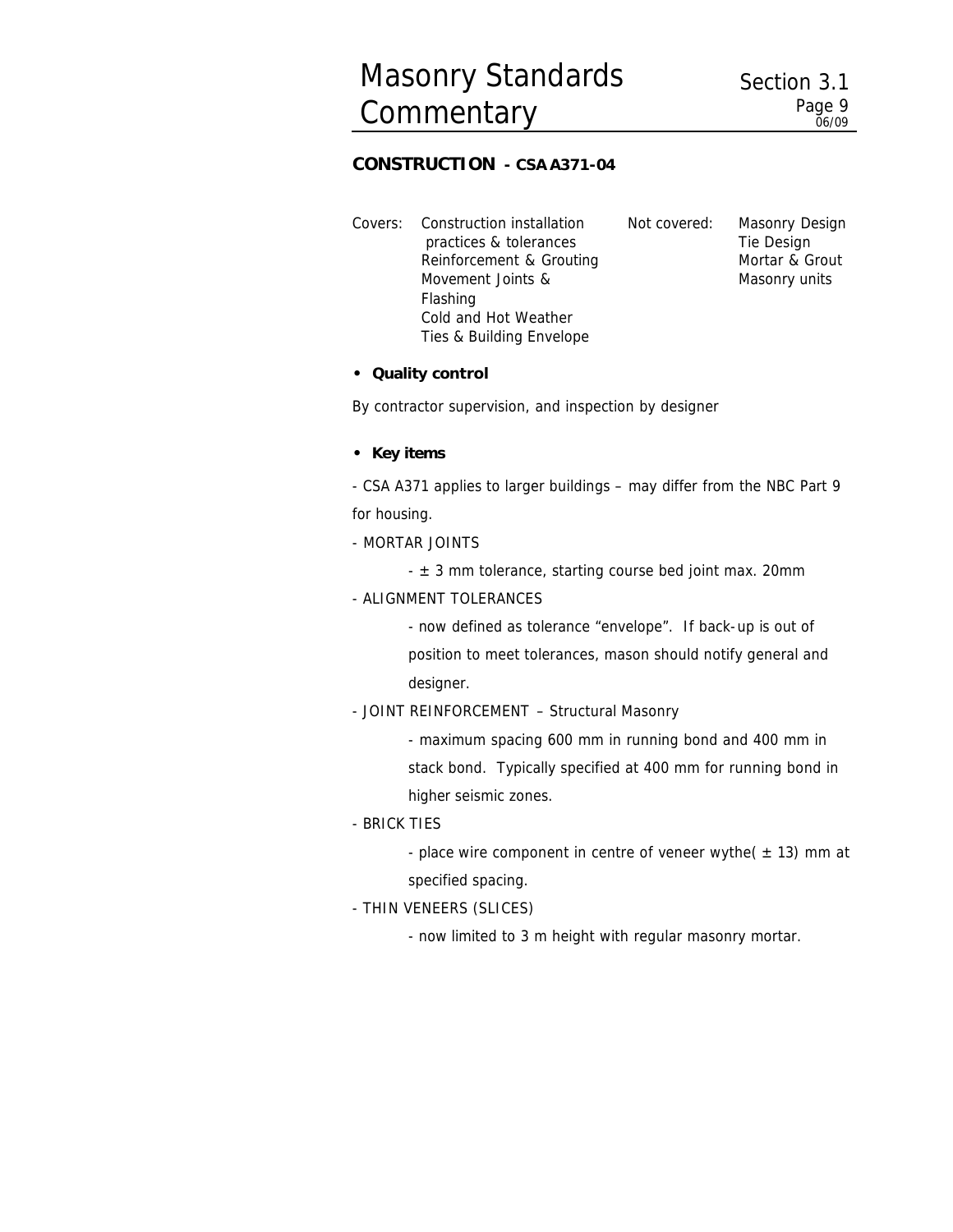## CONSTRUCTION - CSA A371-04

| Covers: | | Not covered: | |
|---|---|---|---|
| | Construction installation practices & tolerances | | Masonry Design |
| | Reinforcement & Grouting | | Tie Design |
| | Movement Joints & Flashing | | Mortar & Grout |
| | Cold and Hot Weather | | Masonry units |
| | Ties & Building Envelope | | |

- **Quality control**

By contractor supervision, and inspection by designer

- **Key items**

- CSA A371 applies to larger buildings – may differ from the NBC Part 9 for housing.

- MORTAR JOINTS

  - ± 3 mm tolerance, starting course bed joint max. 20mm

- ALIGNMENT TOLERANCES

  - now defined as tolerance "envelope". If back-up is out of position to meet tolerances, mason should notify general and designer.

- JOINT REINFORCEMENT – Structural Masonry

  - maximum spacing 600 mm in running bond and 400 mm in stack bond. Typically specified at 400 mm for running bond in higher seismic zones.

- BRICK TIES

  - place wire component in centre of veneer wythe( ± 13) mm at specified spacing.

- THIN VENEERS (SLICES)

  - now limited to 3 m height with regular masonry mortar.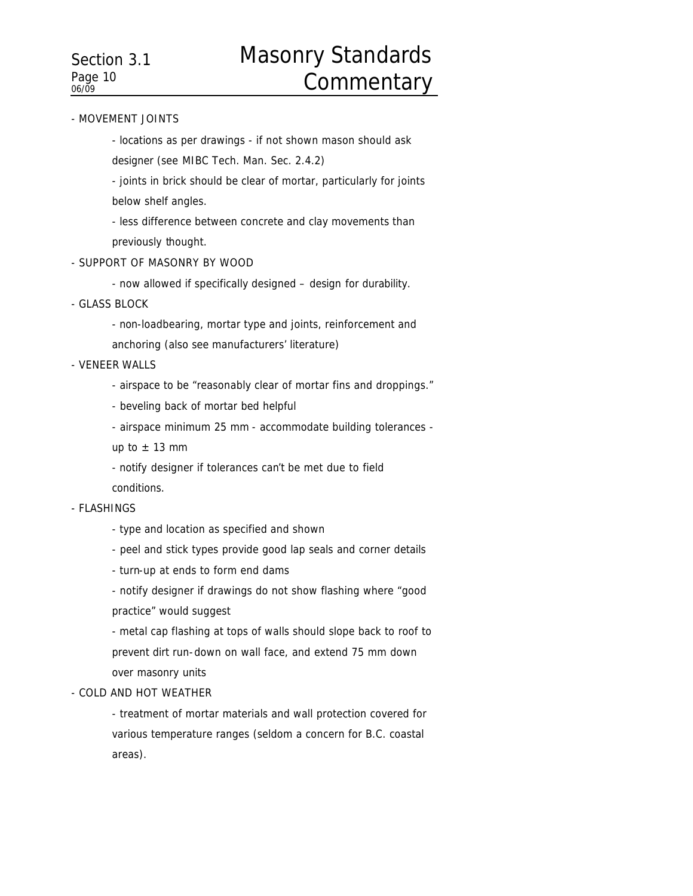- MOVEMENT JOINTS

  - locations as per drawings - if not shown mason should ask designer (see MIBC Tech. Man. Sec. 2.4.2)
  - joints in brick should be clear of mortar, particularly for joints below shelf angles.
  - less difference between concrete and clay movements than previously thought.

- SUPPORT OF MASONRY BY WOOD

  - now allowed if specifically designed – design for durability.

- GLASS BLOCK

  - non-loadbearing, mortar type and joints, reinforcement and anchoring (also see manufacturers' literature)

- VENEER WALLS

  - airspace to be "reasonably clear of mortar fins and droppings."
  - beveling back of mortar bed helpful
  - airspace minimum 25 mm - accommodate building tolerances - up to ± 13 mm
  - notify designer if tolerances can't be met due to field conditions.

- FLASHINGS

  - type and location as specified and shown
  - peel and stick types provide good lap seals and corner details
  - turn-up at ends to form end dams
  - notify designer if drawings do not show flashing where "good practice" would suggest
  - metal cap flashing at tops of walls should slope back to roof to prevent dirt run-down on wall face, and extend 75 mm down over masonry units

- COLD AND HOT WEATHER

  - treatment of mortar materials and wall protection covered for various temperature ranges (seldom a concern for B.C. coastal areas).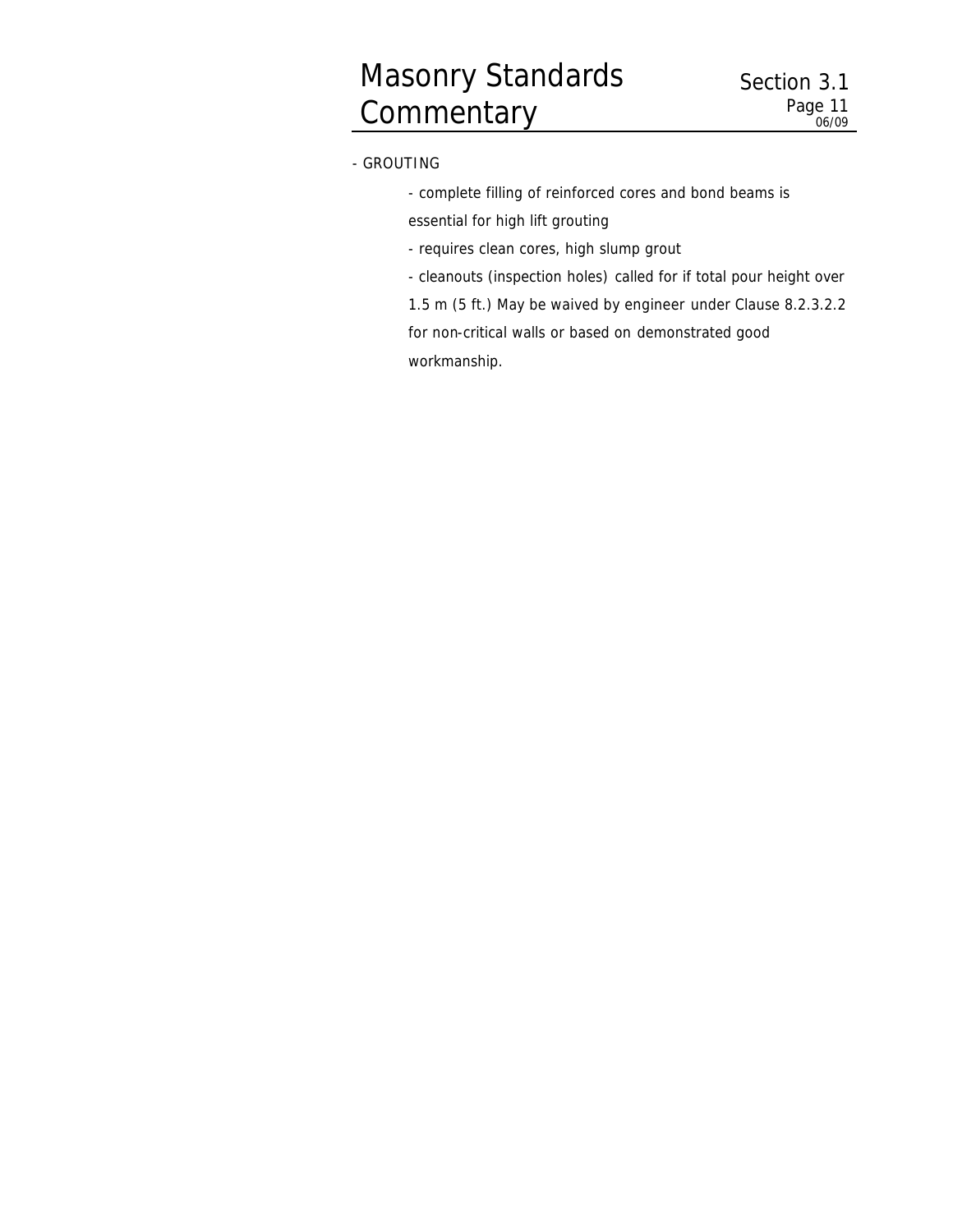- GROUTING

  - complete filling of reinforced cores and bond beams is essential for high lift grouting
  - requires clean cores, high slump grout
  - cleanouts (inspection holes) called for if total pour height over 1.5 m (5 ft.) May be waived by engineer under Clause 8.2.3.2.2 for non-critical walls or based on demonstrated good workmanship.